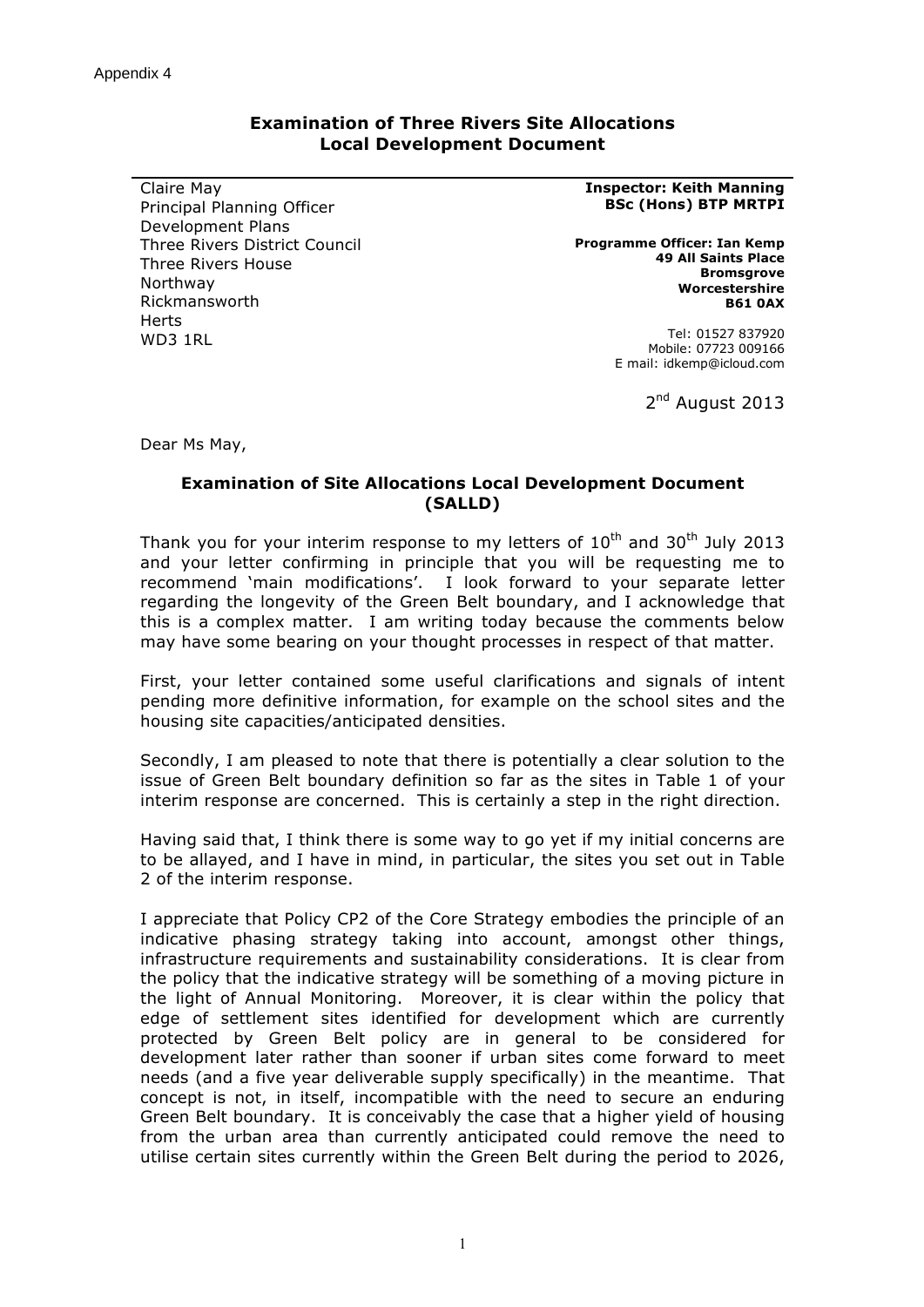Appendix 4

## Examination of Three Rivers Site Allocations Local Development Document

Claire May
Principal Planning Officer
Development Plans
Three Rivers District Council
Three Rivers House
Northway
Rickmansworth
Herts
WD3 1RL

**Inspector: Keith Manning BSc (Hons) BTP MRTPI**

**Programme Officer: Ian Kemp**
**49 All Saints Place**
**Bromsgrove**
**Worcestershire**
**B61 0AX**

Tel: 01527 837920
Mobile: 07723 009166
E mail: idkemp@icloud.com

2nd August 2013

Dear Ms May,

### Examination of Site Allocations Local Development Document (SALLD)

Thank you for your interim response to my letters of 10th and 30th July 2013 and your letter confirming in principle that you will be requesting me to recommend 'main modifications'. I look forward to your separate letter regarding the longevity of the Green Belt boundary, and I acknowledge that this is a complex matter. I am writing today because the comments below may have some bearing on your thought processes in respect of that matter.

First, your letter contained some useful clarifications and signals of intent pending more definitive information, for example on the school sites and the housing site capacities/anticipated densities.

Secondly, I am pleased to note that there is potentially a clear solution to the issue of Green Belt boundary definition so far as the sites in Table 1 of your interim response are concerned. This is certainly a step in the right direction.

Having said that, I think there is some way to go yet if my initial concerns are to be allayed, and I have in mind, in particular, the sites you set out in Table 2 of the interim response.

I appreciate that Policy CP2 of the Core Strategy embodies the principle of an indicative phasing strategy taking into account, amongst other things, infrastructure requirements and sustainability considerations. It is clear from the policy that the indicative strategy will be something of a moving picture in the light of Annual Monitoring. Moreover, it is clear within the policy that edge of settlement sites identified for development which are currently protected by Green Belt policy are in general to be considered for development later rather than sooner if urban sites come forward to meet needs (and a five year deliverable supply specifically) in the meantime. That concept is not, in itself, incompatible with the need to secure an enduring Green Belt boundary. It is conceivably the case that a higher yield of housing from the urban area than currently anticipated could remove the need to utilise certain sites currently within the Green Belt during the period to 2026,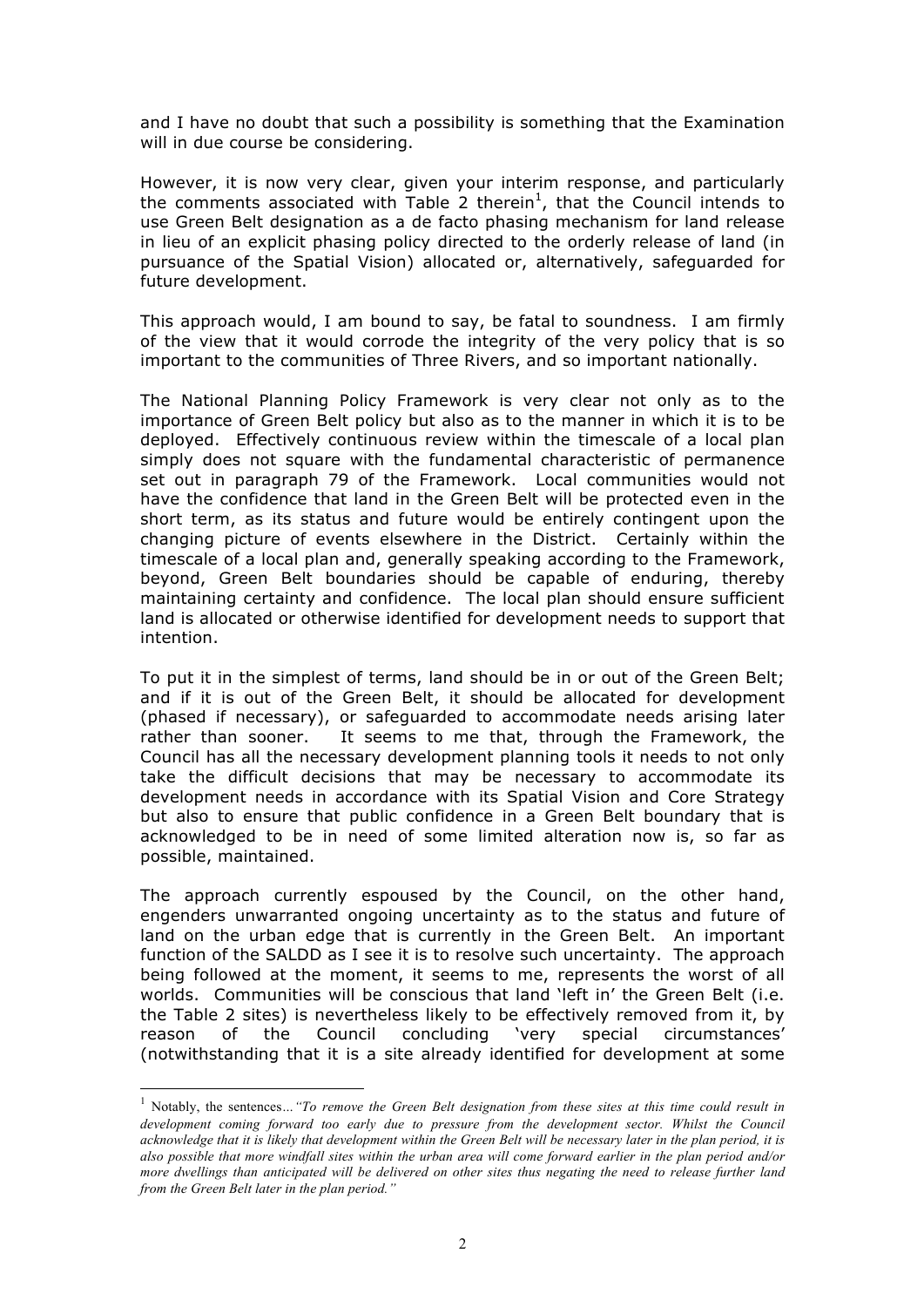and I have no doubt that such a possibility is something that the Examination will in due course be considering.

However, it is now very clear, given your interim response, and particularly the comments associated with Table 2 therein[1], that the Council intends to use Green Belt designation as a de facto phasing mechanism for land release in lieu of an explicit phasing policy directed to the orderly release of land (in pursuance of the Spatial Vision) allocated or, alternatively, safeguarded for future development.

This approach would, I am bound to say, be fatal to soundness. I am firmly of the view that it would corrode the integrity of the very policy that is so important to the communities of Three Rivers, and so important nationally.

The National Planning Policy Framework is very clear not only as to the importance of Green Belt policy but also as to the manner in which it is to be deployed. Effectively continuous review within the timescale of a local plan simply does not square with the fundamental characteristic of permanence set out in paragraph 79 of the Framework. Local communities would not have the confidence that land in the Green Belt will be protected even in the short term, as its status and future would be entirely contingent upon the changing picture of events elsewhere in the District. Certainly within the timescale of a local plan and, generally speaking according to the Framework, beyond, Green Belt boundaries should be capable of enduring, thereby maintaining certainty and confidence. The local plan should ensure sufficient land is allocated or otherwise identified for development needs to support that intention.

To put it in the simplest of terms, land should be in or out of the Green Belt; and if it is out of the Green Belt, it should be allocated for development (phased if necessary), or safeguarded to accommodate needs arising later rather than sooner. It seems to me that, through the Framework, the Council has all the necessary development planning tools it needs to not only take the difficult decisions that may be necessary to accommodate its development needs in accordance with its Spatial Vision and Core Strategy but also to ensure that public confidence in a Green Belt boundary that is acknowledged to be in need of some limited alteration now is, so far as possible, maintained.

The approach currently espoused by the Council, on the other hand, engenders unwarranted ongoing uncertainty as to the status and future of land on the urban edge that is currently in the Green Belt. An important function of the SALDD as I see it is to resolve such uncertainty. The approach being followed at the moment, it seems to me, represents the worst of all worlds. Communities will be conscious that land 'left in' the Green Belt (i.e. the Table 2 sites) is nevertheless likely to be effectively removed from it, by reason of the Council concluding 'very special circumstances' (notwithstanding that it is a site already identified for development at some

---

[1] Notably, the sentences…*"To remove the Green Belt designation from these sites at this time could result in development coming forward too early due to pressure from the development sector. Whilst the Council acknowledge that it is likely that development within the Green Belt will be necessary later in the plan period, it is also possible that more windfall sites within the urban area will come forward earlier in the plan period and/or more dwellings than anticipated will be delivered on other sites thus negating the need to release further land from the Green Belt later in the plan period."*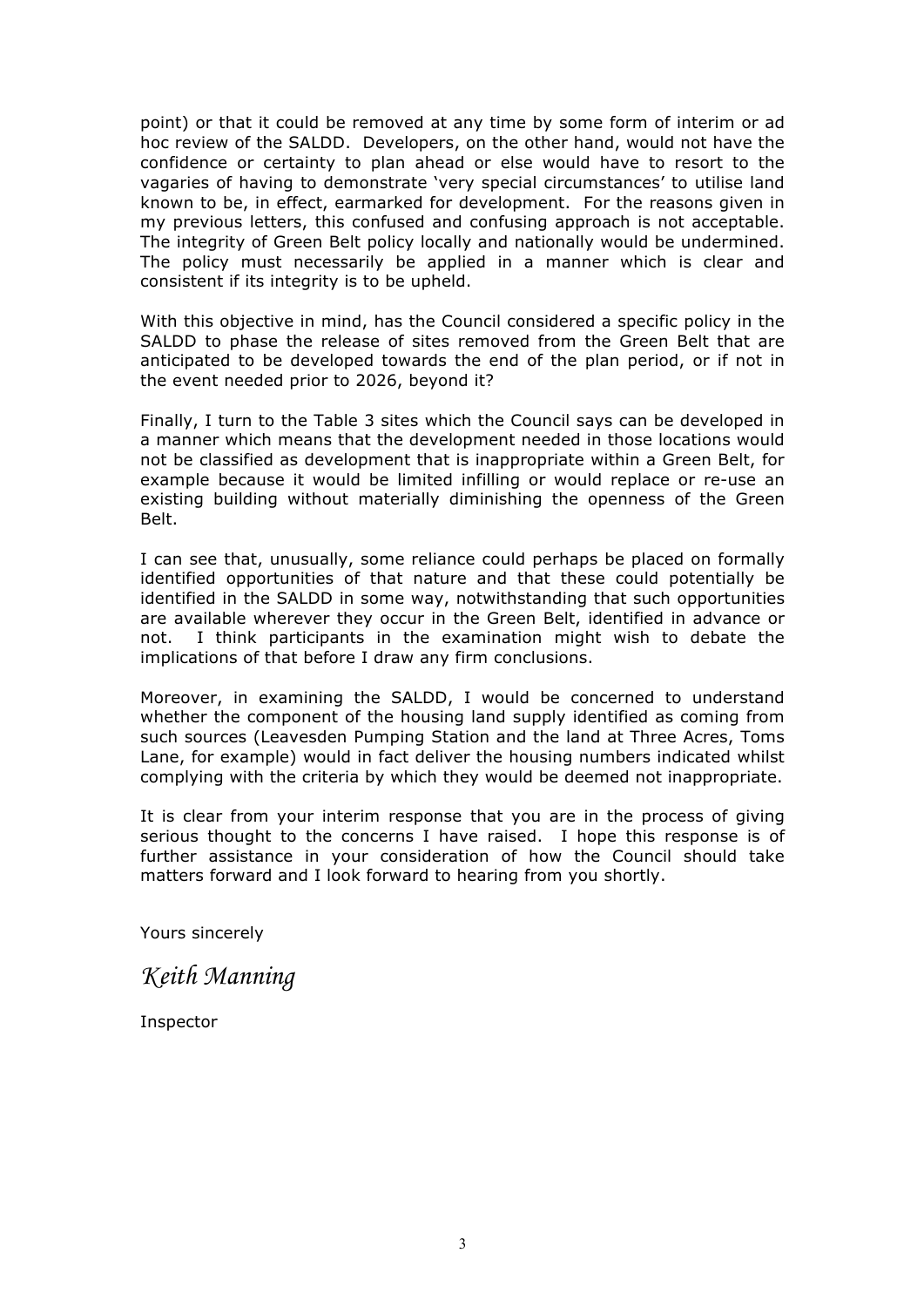point) or that it could be removed at any time by some form of interim or ad hoc review of the SALDD. Developers, on the other hand, would not have the confidence or certainty to plan ahead or else would have to resort to the vagaries of having to demonstrate 'very special circumstances' to utilise land known to be, in effect, earmarked for development. For the reasons given in my previous letters, this confused and confusing approach is not acceptable. The integrity of Green Belt policy locally and nationally would be undermined. The policy must necessarily be applied in a manner which is clear and consistent if its integrity is to be upheld.

With this objective in mind, has the Council considered a specific policy in the SALDD to phase the release of sites removed from the Green Belt that are anticipated to be developed towards the end of the plan period, or if not in the event needed prior to 2026, beyond it?

Finally, I turn to the Table 3 sites which the Council says can be developed in a manner which means that the development needed in those locations would not be classified as development that is inappropriate within a Green Belt, for example because it would be limited infilling or would replace or re-use an existing building without materially diminishing the openness of the Green Belt.

I can see that, unusually, some reliance could perhaps be placed on formally identified opportunities of that nature and that these could potentially be identified in the SALDD in some way, notwithstanding that such opportunities are available wherever they occur in the Green Belt, identified in advance or not. I think participants in the examination might wish to debate the implications of that before I draw any firm conclusions.

Moreover, in examining the SALDD, I would be concerned to understand whether the component of the housing land supply identified as coming from such sources (Leavesden Pumping Station and the land at Three Acres, Toms Lane, for example) would in fact deliver the housing numbers indicated whilst complying with the criteria by which they would be deemed not inappropriate.

It is clear from your interim response that you are in the process of giving serious thought to the concerns I have raised. I hope this response is of further assistance in your consideration of how the Council should take matters forward and I look forward to hearing from you shortly.

Yours sincerely

*Keith Manning*

Inspector